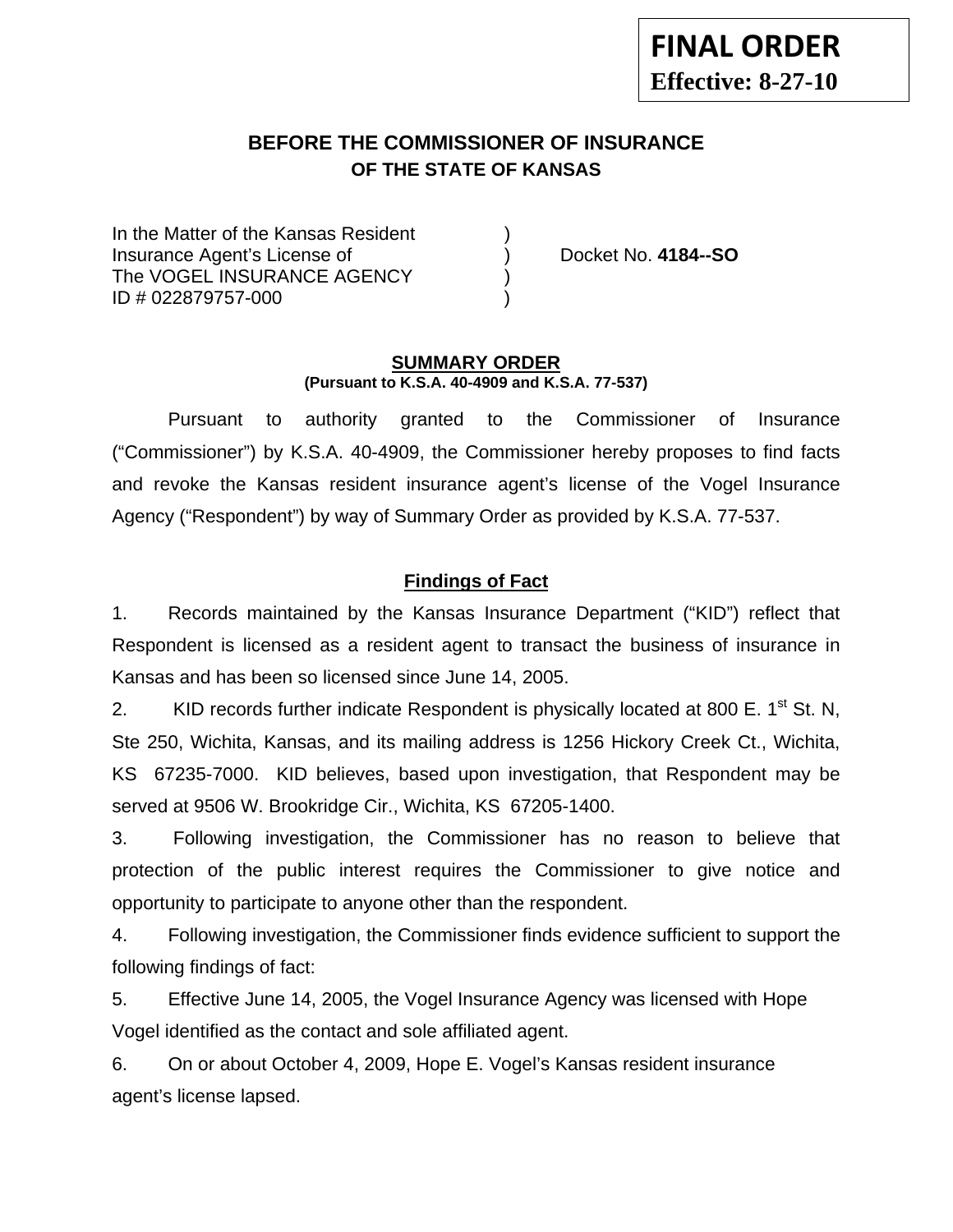**FINAL ORDER**
**Effective: 8-27-10**

## BEFORE THE COMMISSIONER OF INSURANCE
## OF THE STATE OF KANSAS

In the Matter of the Kansas Resident )
Insurance Agent's License of ) Docket No. **4184--SO**
The VOGEL INSURANCE AGENCY )
ID # 022879757-000 )

### SUMMARY ORDER
**(Pursuant to K.S.A. 40-4909 and K.S.A. 77-537)**

Pursuant to authority granted to the Commissioner of Insurance ("Commissioner") by K.S.A. 40-4909, the Commissioner hereby proposes to find facts and revoke the Kansas resident insurance agent's license of the Vogel Insurance Agency ("Respondent") by way of Summary Order as provided by K.S.A. 77-537.

### Findings of Fact

1. Records maintained by the Kansas Insurance Department ("KID") reflect that Respondent is licensed as a resident agent to transact the business of insurance in Kansas and has been so licensed since June 14, 2005.

2. KID records further indicate Respondent is physically located at 800 E. 1st St. N, Ste 250, Wichita, Kansas, and its mailing address is 1256 Hickory Creek Ct., Wichita, KS 67235-7000. KID believes, based upon investigation, that Respondent may be served at 9506 W. Brookridge Cir., Wichita, KS 67205-1400.

3. Following investigation, the Commissioner has no reason to believe that protection of the public interest requires the Commissioner to give notice and opportunity to participate to anyone other than the respondent.

4. Following investigation, the Commissioner finds evidence sufficient to support the following findings of fact:

5. Effective June 14, 2005, the Vogel Insurance Agency was licensed with Hope Vogel identified as the contact and sole affiliated agent.

6. On or about October 4, 2009, Hope E. Vogel's Kansas resident insurance agent's license lapsed.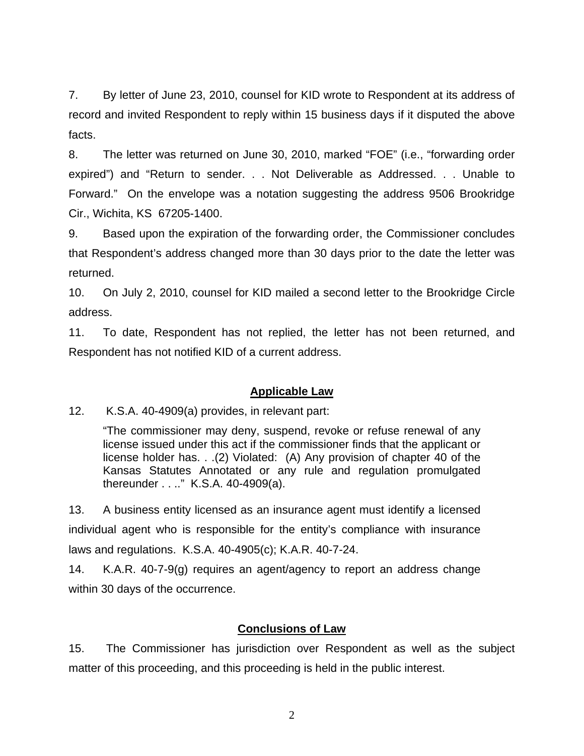7. By letter of June 23, 2010, counsel for KID wrote to Respondent at its address of record and invited Respondent to reply within 15 business days if it disputed the above facts.

8. The letter was returned on June 30, 2010, marked "FOE" (i.e., "forwarding order expired") and "Return to sender. . . Not Deliverable as Addressed. . . Unable to Forward." On the envelope was a notation suggesting the address 9506 Brookridge Cir., Wichita, KS 67205-1400.

9. Based upon the expiration of the forwarding order, the Commissioner concludes that Respondent's address changed more than 30 days prior to the date the letter was returned.

10. On July 2, 2010, counsel for KID mailed a second letter to the Brookridge Circle address.

11. To date, Respondent has not replied, the letter has not been returned, and Respondent has not notified KID of a current address.

## Applicable Law

12. K.S.A. 40-4909(a) provides, in relevant part:

> "The commissioner may deny, suspend, revoke or refuse renewal of any license issued under this act if the commissioner finds that the applicant or license holder has. . .(2) Violated: (A) Any provision of chapter 40 of the Kansas Statutes Annotated or any rule and regulation promulgated thereunder . . .." K.S.A. 40-4909(a).

13. A business entity licensed as an insurance agent must identify a licensed individual agent who is responsible for the entity's compliance with insurance laws and regulations. K.S.A. 40-4905(c); K.A.R. 40-7-24.

14. K.A.R. 40-7-9(g) requires an agent/agency to report an address change within 30 days of the occurrence.

## Conclusions of Law

15. The Commissioner has jurisdiction over Respondent as well as the subject matter of this proceeding, and this proceeding is held in the public interest.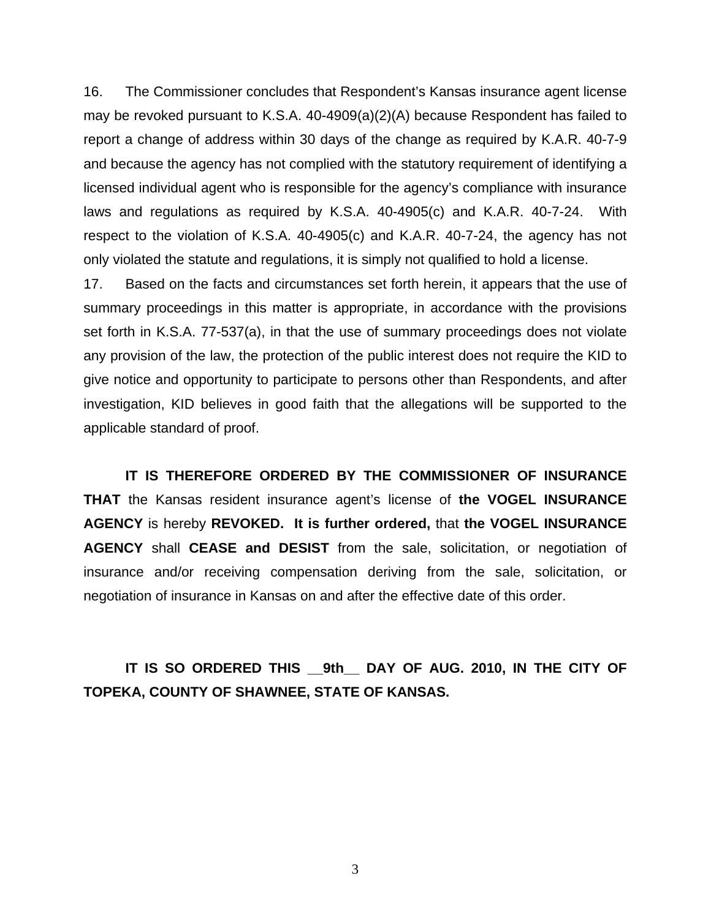16. The Commissioner concludes that Respondent's Kansas insurance agent license may be revoked pursuant to K.S.A. 40-4909(a)(2)(A) because Respondent has failed to report a change of address within 30 days of the change as required by K.A.R. 40-7-9 and because the agency has not complied with the statutory requirement of identifying a licensed individual agent who is responsible for the agency's compliance with insurance laws and regulations as required by K.S.A. 40-4905(c) and K.A.R. 40-7-24. With respect to the violation of K.S.A. 40-4905(c) and K.A.R. 40-7-24, the agency has not only violated the statute and regulations, it is simply not qualified to hold a license.

17. Based on the facts and circumstances set forth herein, it appears that the use of summary proceedings in this matter is appropriate, in accordance with the provisions set forth in K.S.A. 77-537(a), in that the use of summary proceedings does not violate any provision of the law, the protection of the public interest does not require the KID to give notice and opportunity to participate to persons other than Respondents, and after investigation, KID believes in good faith that the allegations will be supported to the applicable standard of proof.

**IT IS THEREFORE ORDERED BY THE COMMISSIONER OF INSURANCE THAT** the Kansas resident insurance agent's license of **the VOGEL INSURANCE AGENCY** is hereby **REVOKED. It is further ordered,** that **the VOGEL INSURANCE AGENCY** shall **CEASE and DESIST** from the sale, solicitation, or negotiation of insurance and/or receiving compensation deriving from the sale, solicitation, or negotiation of insurance in Kansas on and after the effective date of this order.

**IT IS SO ORDERED THIS __9th__ DAY OF AUG. 2010, IN THE CITY OF TOPEKA, COUNTY OF SHAWNEE, STATE OF KANSAS.**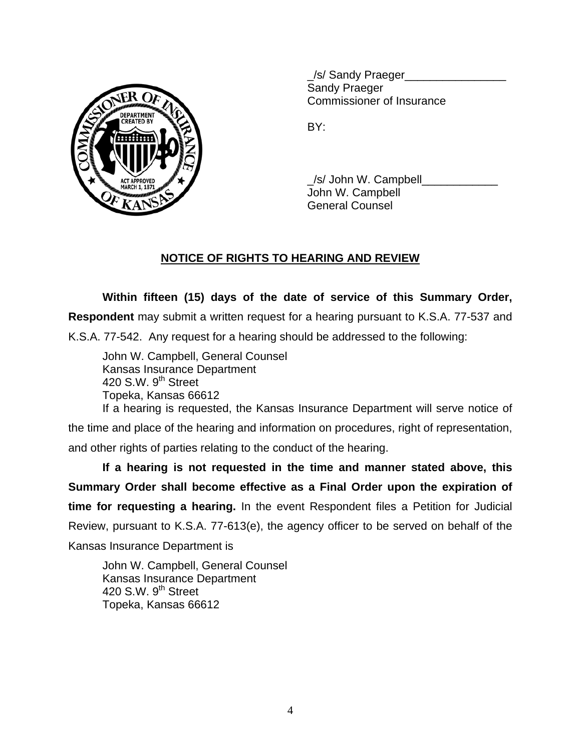_/s/ Sandy Praeger________________
Sandy Praeger
Commissioner of Insurance

BY:

_/s/ John W. Campbell____________
John W. Campbell
General Counsel

## NOTICE OF RIGHTS TO HEARING AND REVIEW

**Within fifteen (15) days of the date of service of this Summary Order, Respondent** may submit a written request for a hearing pursuant to K.S.A. 77-537 and K.S.A. 77-542. Any request for a hearing should be addressed to the following:

John W. Campbell, General Counsel
Kansas Insurance Department
420 S.W. 9th Street
Topeka, Kansas 66612

If a hearing is requested, the Kansas Insurance Department will serve notice of the time and place of the hearing and information on procedures, right of representation, and other rights of parties relating to the conduct of the hearing.

**If a hearing is not requested in the time and manner stated above, this Summary Order shall become effective as a Final Order upon the expiration of time for requesting a hearing.** In the event Respondent files a Petition for Judicial Review, pursuant to K.S.A. 77-613(e), the agency officer to be served on behalf of the Kansas Insurance Department is

John W. Campbell, General Counsel
Kansas Insurance Department
420 S.W. 9th Street
Topeka, Kansas 66612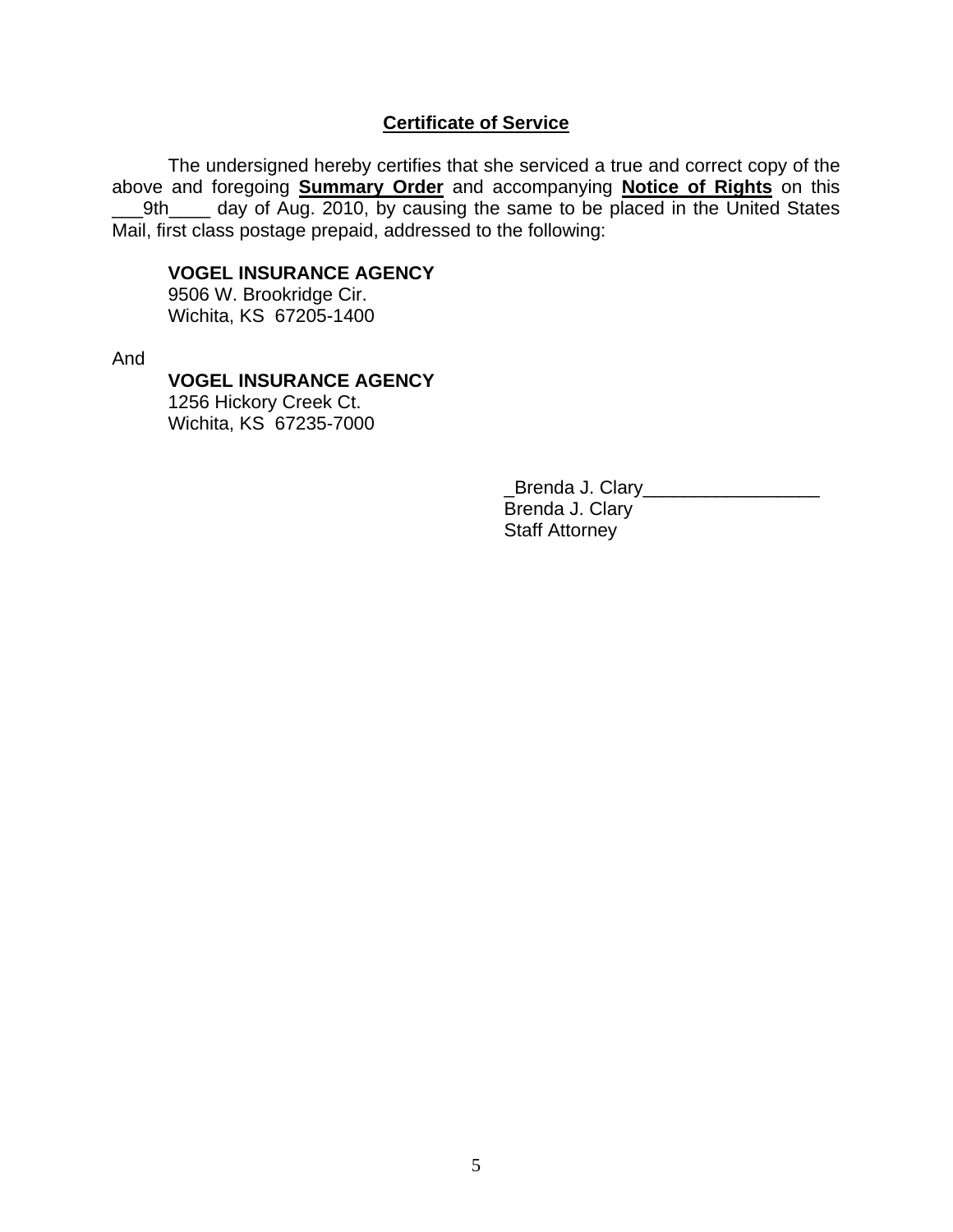## **Certificate of Service**

The undersigned hereby certifies that she serviced a true and correct copy of the above and foregoing **Summary Order** and accompanying **Notice of Rights** on this ___9th____ day of Aug. 2010, by causing the same to be placed in the United States Mail, first class postage prepaid, addressed to the following:

**VOGEL INSURANCE AGENCY**
9506 W. Brookridge Cir.
Wichita, KS 67205-1400

And

**VOGEL INSURANCE AGENCY**
1256 Hickory Creek Ct.
Wichita, KS 67235-7000

_Brenda J. Clary_________________
Brenda J. Clary
Staff Attorney